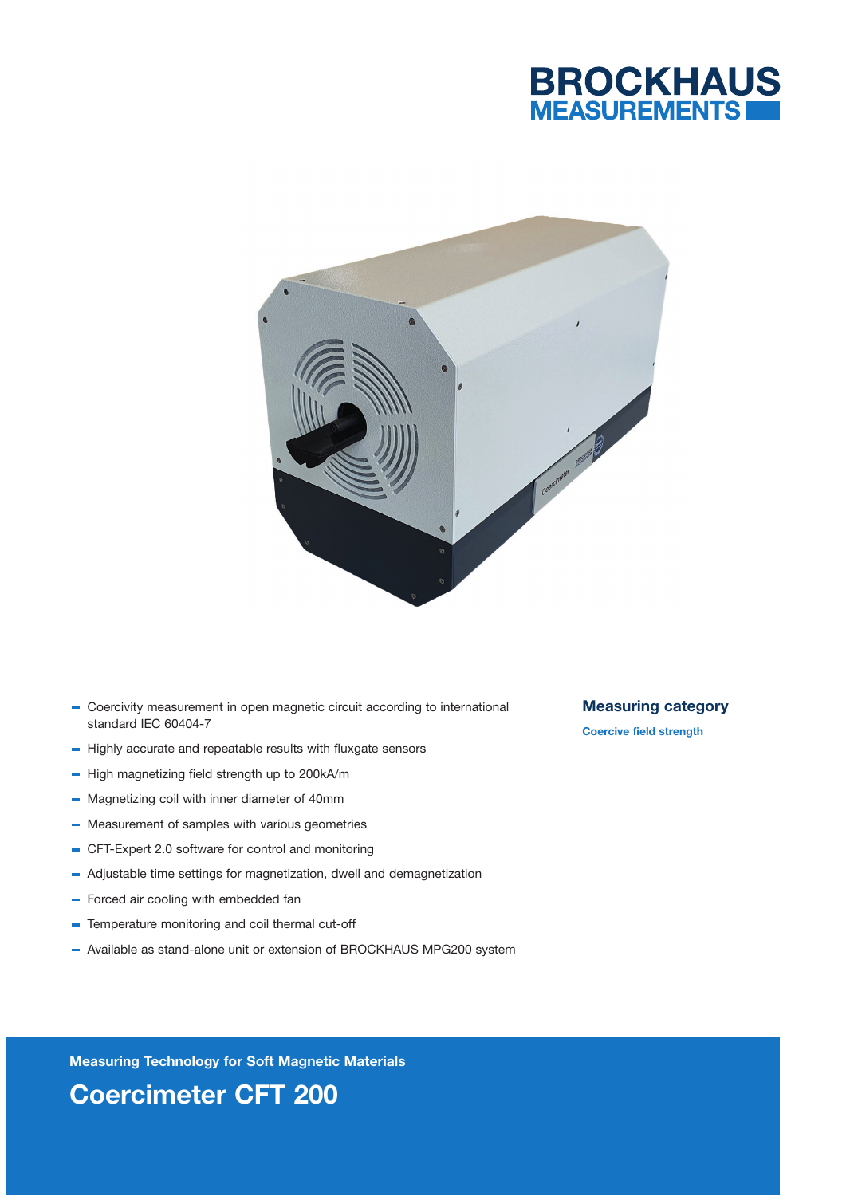BROCKHAUS MEASUREMENTS

- Coercivity measurement in open magnetic circuit according to international standard IEC 60404-7
- Highly accurate and repeatable results with fluxgate sensors
- High magnetizing field strength up to 200kA/m
- Magnetizing coil with inner diameter of 40mm
- Measurement of samples with various geometries
- CFT-Expert 2.0 software for control and monitoring
- Adjustable time settings for magnetization, dwell and demagnetization
- Forced air cooling with embedded fan
- Temperature monitoring and coil thermal cut-off
- Available as stand-alone unit or extension of BROCKHAUS MPG200 system

### Measuring category

**Coercive field strength**

**Measuring Technology for Soft Magnetic Materials**

# Coercimeter CFT 200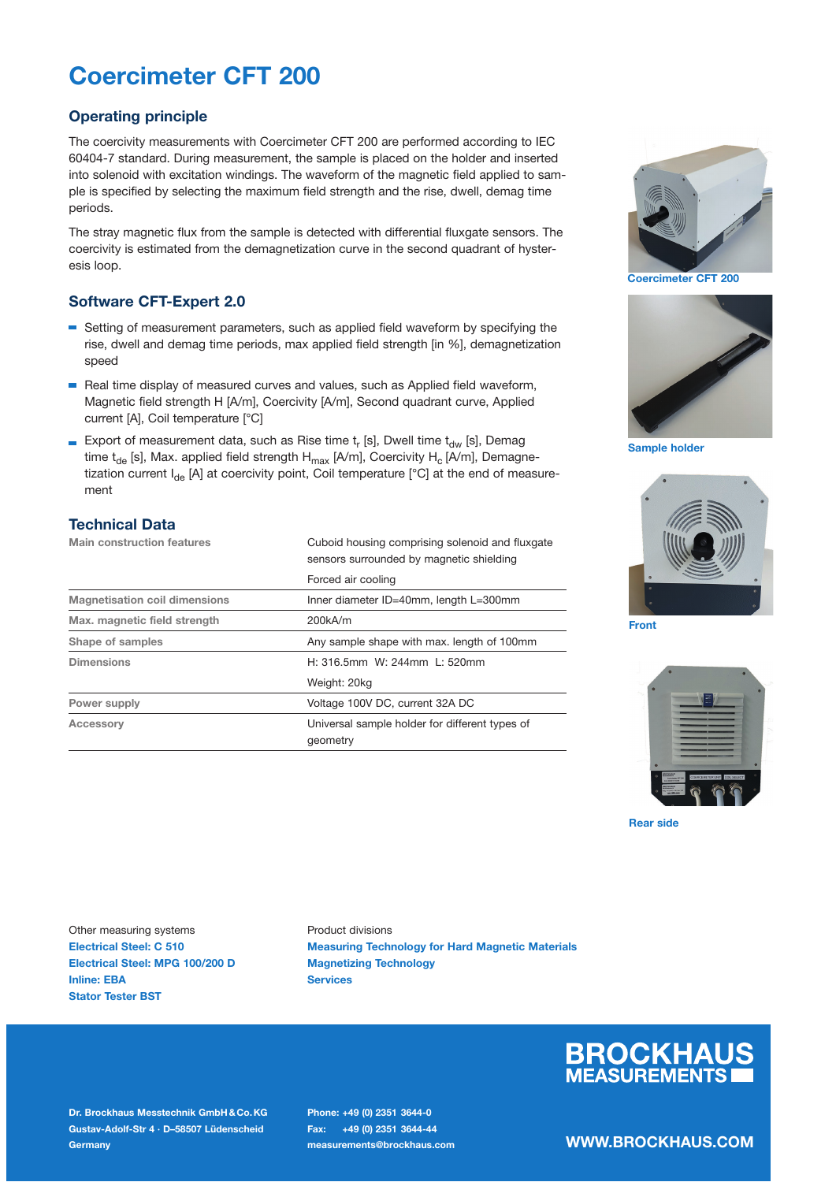# Coercimeter CFT 200

## Operating principle

The coercivity measurements with Coercimeter CFT 200 are performed according to IEC 60404-7 standard. During measurement, the sample is placed on the holder and inserted into solenoid with excitation windings. The waveform of the magnetic field applied to sample is specified by selecting the maximum field strength and the rise, dwell, demag time periods.

The stray magnetic flux from the sample is detected with differential fluxgate sensors. The coercivity is estimated from the demagnetization curve in the second quadrant of hysteresis loop.

## Software CFT-Expert 2.0

- Setting of measurement parameters, such as applied field waveform by specifying the rise, dwell and demag time periods, max applied field strength [in %], demagnetization speed
- Real time display of measured curves and values, such as Applied field waveform, Magnetic field strength H [A/m], Coercivity [A/m], Second quadrant curve, Applied current [A], Coil temperature [°C]
- Export of measurement data, such as Rise time $t_r$ [s], Dwell time $t_{dw}$ [s], Demag time $t_{de}$ [s], Max. applied field strength $H_{max}$ [A/m], Coercivity $H_c$ [A/m], Demagnetization current $I_{de}$ [A] at coercivity point, Coil temperature [°C] at the end of measurement

## Technical Data

| | |
|---|---|
| Main construction features | Cuboid housing comprising solenoid and fluxgate sensors surrounded by magnetic shielding<br>Forced air cooling |
| Magnetisation coil dimensions | Inner diameter ID=40mm, length L=300mm |
| Max. magnetic field strength | 200kA/m |
| Shape of samples | Any sample shape with max. length of 100mm |
| Dimensions | H: 316.5mm W: 244mm L: 520mm<br>Weight: 20kg |
| Power supply | Voltage 100V DC, current 32A DC |
| Accessory | Universal sample holder for different types of geometry |

Coercimeter CFT 200

Sample holder

Front

Rear side

Other measuring systems
**Electrical Steel: C 510**
**Electrical Steel: MPG 100/200 D**
**Inline: EBA**
**Stator Tester BST**

Product divisions
**Measuring Technology for Hard Magnetic Materials**
**Magnetizing Technology**
**Services**

**BROCKHAUS MEASUREMENTS**

**Dr. Brockhaus Messtechnik GmbH & Co. KG**
**Gustav-Adolf-Str 4 · D-58507 Lüdenscheid**
**Germany**

**Phone: +49 (0) 2351 3644-0**
**Fax: +49 (0) 2351 3644-44**
**measurements@brockhaus.com**

**WWW.BROCKHAUS.COM**